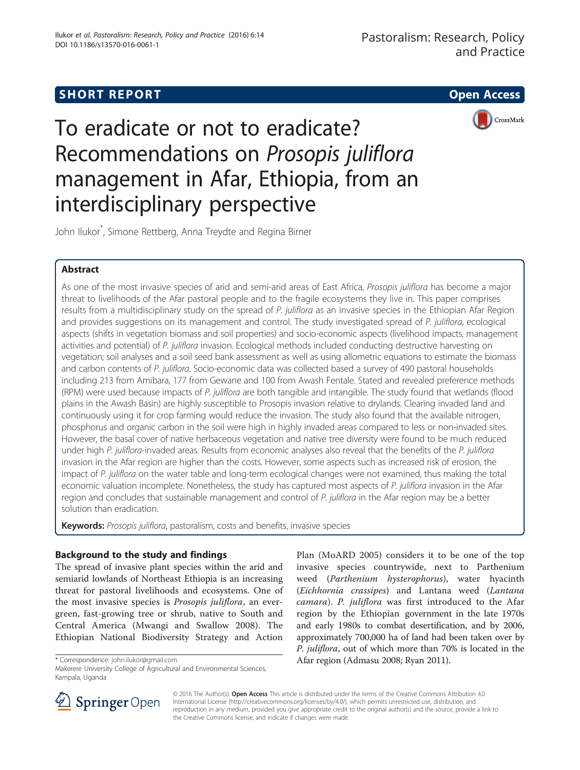SHORT REPORT

Open Access

# To eradicate or not to eradicate? Recommendations on *Prosopis juliflora* management in Afar, Ethiopia, from an interdisciplinary perspective

John Ilukor*, Simone Rettberg, Anna Treydte and Regina Birner

## Abstract

As one of the most invasive species of arid and semi-arid areas of East Africa, *Prosopis juliflora* has become a major threat to livelihoods of the Afar pastoral people and to the fragile ecosystems they live in. This paper comprises results from a multidisciplinary study on the spread of *P. juliflora* as an invasive species in the Ethiopian Afar Region and provides suggestions on its management and control. The study investigated spread of *P. juliflora*, ecological aspects (shifts in vegetation biomass and soil properties) and socio-economic aspects (livelihood impacts, management activities and potential) of *P. juliflora* invasion. Ecological methods included conducting destructive harvesting on vegetation; soil analyses and a soil seed bank assessment as well as using allometric equations to estimate the biomass and carbon contents of *P. juliflora*. Socio-economic data was collected based a survey of 490 pastoral households including 213 from Amibara, 177 from Gewane and 100 from Awash Fentale. Stated and revealed preference methods (RPM) were used because impacts of *P. juliflora* are both tangible and intangible. The study found that wetlands (flood plains in the Awash Basin) are highly susceptible to Prosopis invasion relative to drylands. Clearing invaded land and continuously using it for crop farming would reduce the invasion. The study also found that the available nitrogen, phosphorus and organic carbon in the soil were high in highly invaded areas compared to less or non-invaded sites. However, the basal cover of native herbaceous vegetation and native tree diversity were found to be much reduced under high *P. juliflora*-invaded areas. Results from economic analyses also reveal that the benefits of the *P. juliflora* invasion in the Afar region are higher than the costs. However, some aspects such as increased risk of erosion, the impact of *P. juliflora* on the water table and long-term ecological changes were not examined, thus making the total economic valuation incomplete. Nonetheless, the study has captured most aspects of *P. juliflora* invasion in the Afar region and concludes that sustainable management and control of *P. juliflora* in the Afar region may be a better solution than eradication.

**Keywords:** *Prosopis juliflora*, pastoralism, costs and benefits, invasive species

## Background to the study and findings

The spread of invasive plant species within the arid and semiarid lowlands of Northeast Ethiopia is an increasing threat for pastoral livelihoods and ecosystems. One of the most invasive species is *Prosopis juliflora*, an evergreen, fast-growing tree or shrub, native to South and Central America (Mwangi and Swallow 2008). The Ethiopian National Biodiversity Strategy and Action Plan (MoARD 2005) considers it to be one of the top invasive species countrywide, next to Parthenium weed (*Parthenium hysterophorus*), water hyacinth (*Eichhornia crassipes*) and Lantana weed (*Lantana camara*). *P. juliflora* was first introduced to the Afar region by the Ethiopian government in the late 1970s and early 1980s to combat desertification, and by 2006, approximately 700,000 ha of land had been taken over by *P. juliflora*, out of which more than 70% is located in the Afar region (Admasu 2008; Ryan 2011).

* Correspondence: john.ilukor@gmail.com
Makerere University College of Agricultural and Environmental Sciences, Kampala, Uganda

© 2016 The Author(s). **Open Access** This article is distributed under the terms of the Creative Commons Attribution 4.0 International License (http://creativecommons.org/licenses/by/4.0/), which permits unrestricted use, distribution, and reproduction in any medium, provided you give appropriate credit to the original author(s) and the source, provide a link to the Creative Commons license, and indicate if changes were made.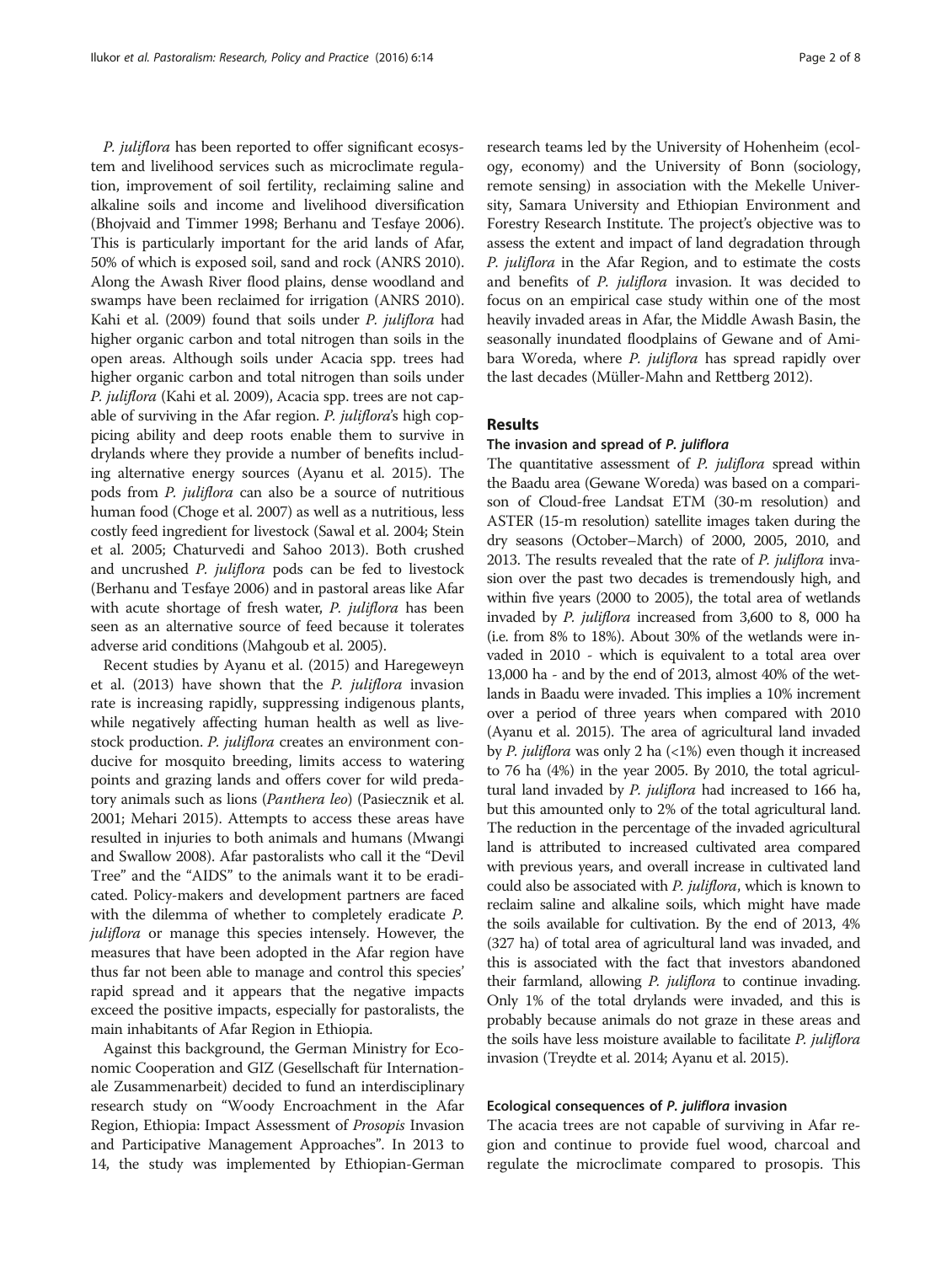*P. juliflora* has been reported to offer significant ecosystem and livelihood services such as microclimate regulation, improvement of soil fertility, reclaiming saline and alkaline soils and income and livelihood diversification (Bhojvaid and Timmer 1998; Berhanu and Tesfaye 2006). This is particularly important for the arid lands of Afar, 50% of which is exposed soil, sand and rock (ANRS 2010). Along the Awash River flood plains, dense woodland and swamps have been reclaimed for irrigation (ANRS 2010). Kahi et al. (2009) found that soils under *P. juliflora* had higher organic carbon and total nitrogen than soils in the open areas. Although soils under Acacia spp. trees had higher organic carbon and total nitrogen than soils under *P. juliflora* (Kahi et al. 2009), Acacia spp. trees are not capable of surviving in the Afar region. *P. juliflora*'s high coppicing ability and deep roots enable them to survive in drylands where they provide a number of benefits including alternative energy sources (Ayanu et al. 2015). The pods from *P. juliflora* can also be a source of nutritious human food (Choge et al. 2007) as well as a nutritious, less costly feed ingredient for livestock (Sawal et al. 2004; Stein et al. 2005; Chaturvedi and Sahoo 2013). Both crushed and uncrushed *P. juliflora* pods can be fed to livestock (Berhanu and Tesfaye 2006) and in pastoral areas like Afar with acute shortage of fresh water, *P. juliflora* has been seen as an alternative source of feed because it tolerates adverse arid conditions (Mahgoub et al. 2005).

Recent studies by Ayanu et al. (2015) and Haregeweyn et al. (2013) have shown that the *P. juliflora* invasion rate is increasing rapidly, suppressing indigenous plants, while negatively affecting human health as well as livestock production. *P. juliflora* creates an environment conducive for mosquito breeding, limits access to watering points and grazing lands and offers cover for wild predatory animals such as lions (*Panthera leo*) (Pasiecznik et al. 2001; Mehari 2015). Attempts to access these areas have resulted in injuries to both animals and humans (Mwangi and Swallow 2008). Afar pastoralists who call it the "Devil Tree" and the "AIDS" to the animals want it to be eradicated. Policy-makers and development partners are faced with the dilemma of whether to completely eradicate *P. juliflora* or manage this species intensely. However, the measures that have been adopted in the Afar region have thus far not been able to manage and control this species' rapid spread and it appears that the negative impacts exceed the positive impacts, especially for pastoralists, the main inhabitants of Afar Region in Ethiopia.

Against this background, the German Ministry for Economic Cooperation and GIZ (Gesellschaft für Internationale Zusammenarbeit) decided to fund an interdisciplinary research study on "Woody Encroachment in the Afar Region, Ethiopia: Impact Assessment of *Prosopis* Invasion and Participative Management Approaches". In 2013 to 14, the study was implemented by Ethiopian-German research teams led by the University of Hohenheim (ecology, economy) and the University of Bonn (sociology, remote sensing) in association with the Mekelle University, Samara University and Ethiopian Environment and Forestry Research Institute. The project's objective was to assess the extent and impact of land degradation through *P. juliflora* in the Afar Region, and to estimate the costs and benefits of *P. juliflora* invasion. It was decided to focus on an empirical case study within one of the most heavily invaded areas in Afar, the Middle Awash Basin, the seasonally inundated floodplains of Gewane and of Amibara Woreda, where *P. juliflora* has spread rapidly over the last decades (Müller-Mahn and Rettberg 2012).

## Results

### The invasion and spread of *P. juliflora*

The quantitative assessment of *P. juliflora* spread within the Baadu area (Gewane Woreda) was based on a comparison of Cloud-free Landsat ETM (30-m resolution) and ASTER (15-m resolution) satellite images taken during the dry seasons (October–March) of 2000, 2005, 2010, and 2013. The results revealed that the rate of *P. juliflora* invasion over the past two decades is tremendously high, and within five years (2000 to 2005), the total area of wetlands invaded by *P. juliflora* increased from 3,600 to 8, 000 ha (i.e. from 8% to 18%). About 30% of the wetlands were invaded in 2010 - which is equivalent to a total area over 13,000 ha - and by the end of 2013, almost 40% of the wetlands in Baadu were invaded. This implies a 10% increment over a period of three years when compared with 2010 (Ayanu et al. 2015). The area of agricultural land invaded by *P. juliflora* was only 2 ha (<1%) even though it increased to 76 ha (4%) in the year 2005. By 2010, the total agricultural land invaded by *P. juliflora* had increased to 166 ha, but this amounted only to 2% of the total agricultural land. The reduction in the percentage of the invaded agricultural land is attributed to increased cultivated area compared with previous years, and overall increase in cultivated land could also be associated with *P. juliflora*, which is known to reclaim saline and alkaline soils, which might have made the soils available for cultivation. By the end of 2013, 4% (327 ha) of total area of agricultural land was invaded, and this is associated with the fact that investors abandoned their farmland, allowing *P. juliflora* to continue invading. Only 1% of the total drylands were invaded, and this is probably because animals do not graze in these areas and the soils have less moisture available to facilitate *P. juliflora* invasion (Treydte et al. 2014; Ayanu et al. 2015).

### Ecological consequences of *P. juliflora* invasion

The acacia trees are not capable of surviving in Afar region and continue to provide fuel wood, charcoal and regulate the microclimate compared to prosopis. This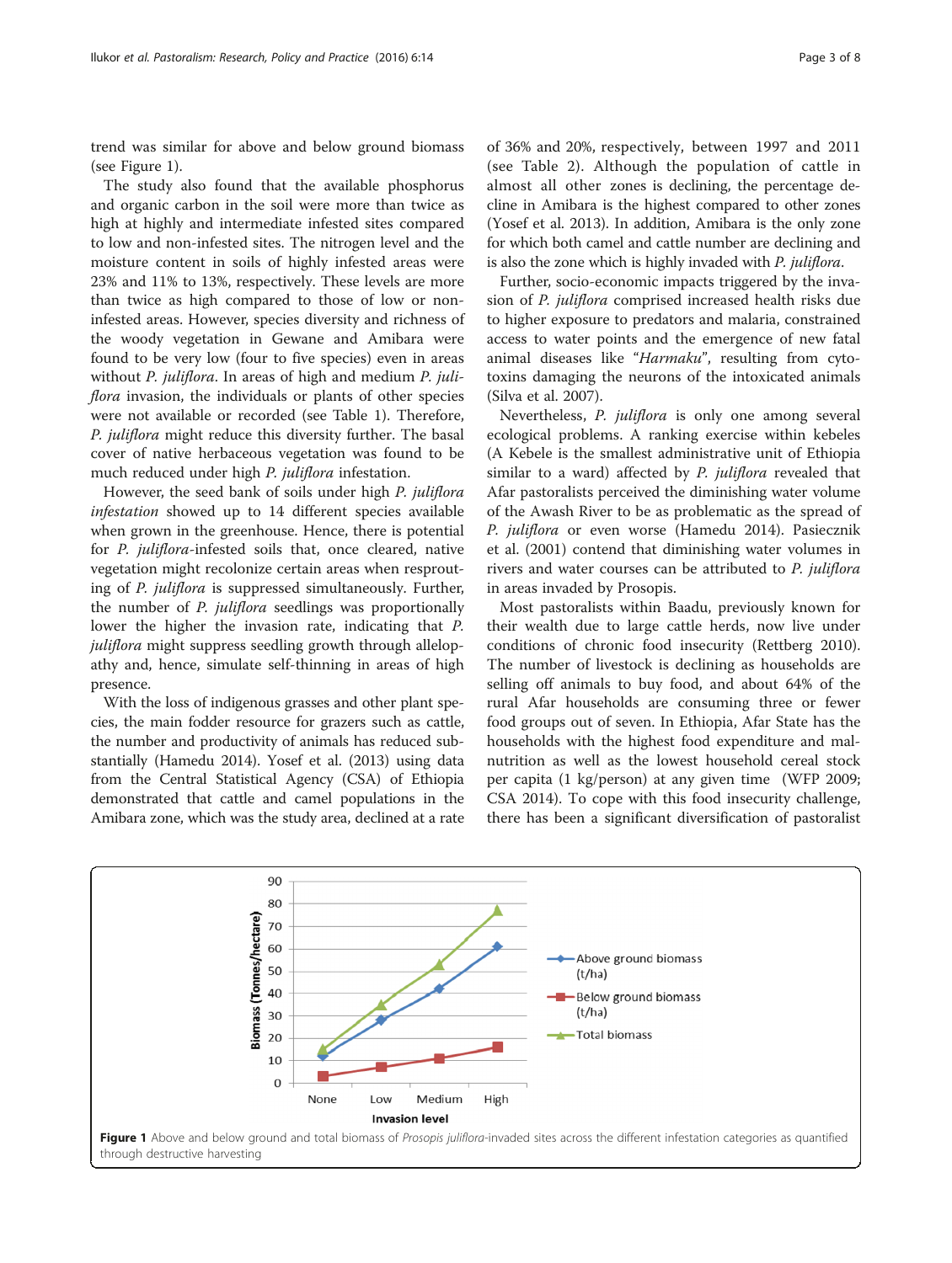trend was similar for above and below ground biomass (see Figure 1).

The study also found that the available phosphorus and organic carbon in the soil were more than twice as high at highly and intermediate infested sites compared to low and non-infested sites. The nitrogen level and the moisture content in soils of highly infested areas were 23% and 11% to 13%, respectively. These levels are more than twice as high compared to those of low or non-infested areas. However, species diversity and richness of the woody vegetation in Gewane and Amibara were found to be very low (four to five species) even in areas without *P. juliflora*. In areas of high and medium *P. juliflora* invasion, the individuals or plants of other species were not available or recorded (see Table 1). Therefore, *P. juliflora* might reduce this diversity further. The basal cover of native herbaceous vegetation was found to be much reduced under high *P. juliflora* infestation.

However, the seed bank of soils under high *P. juliflora infestation* showed up to 14 different species available when grown in the greenhouse. Hence, there is potential for *P. juliflora*-infested soils that, once cleared, native vegetation might recolonize certain areas when resprouting of *P. juliflora* is suppressed simultaneously. Further, the number of *P. juliflora* seedlings was proportionally lower the higher the invasion rate, indicating that *P. juliflora* might suppress seedling growth through allelopathy and, hence, simulate self-thinning in areas of high presence.

With the loss of indigenous grasses and other plant species, the main fodder resource for grazers such as cattle, the number and productivity of animals has reduced substantially (Hamedu 2014). Yosef et al. (2013) using data from the Central Statistical Agency (CSA) of Ethiopia demonstrated that cattle and camel populations in the Amibara zone, which was the study area, declined at a rate of 36% and 20%, respectively, between 1997 and 2011 (see Table 2). Although the population of cattle in almost all other zones is declining, the percentage decline in Amibara is the highest compared to other zones (Yosef et al. 2013). In addition, Amibara is the only zone for which both camel and cattle number are declining and is also the zone which is highly invaded with *P. juliflora*.

Further, socio-economic impacts triggered by the invasion of *P. juliflora* comprised increased health risks due to higher exposure to predators and malaria, constrained access to water points and the emergence of new fatal animal diseases like "*Harmaku*", resulting from cytotoxins damaging the neurons of the intoxicated animals (Silva et al. 2007).

Nevertheless, *P. juliflora* is only one among several ecological problems. A ranking exercise within kebeles (A Kebele is the smallest administrative unit of Ethiopia similar to a ward) affected by *P. juliflora* revealed that Afar pastoralists perceived the diminishing water volume of the Awash River to be as problematic as the spread of *P. juliflora* or even worse (Hamedu 2014). Pasiecznik et al. (2001) contend that diminishing water volumes in rivers and water courses can be attributed to *P. juliflora* in areas invaded by Prosopis.

Most pastoralists within Baadu, previously known for their wealth due to large cattle herds, now live under conditions of chronic food insecurity (Rettberg 2010). The number of livestock is declining as households are selling off animals to buy food, and about 64% of the rural Afar households are consuming three or fewer food groups out of seven. In Ethiopia, Afar State has the households with the highest food expenditure and malnutrition as well as the lowest household cereal stock per capita (1 kg/person) at any given time (WFP 2009; CSA 2014). To cope with this food insecurity challenge, there has been a significant diversification of pastoralist

**Figure 1** Above and below ground and total biomass of *Prosopis juliflora*-invaded sites across the different infestation categories as quantified through destructive harvesting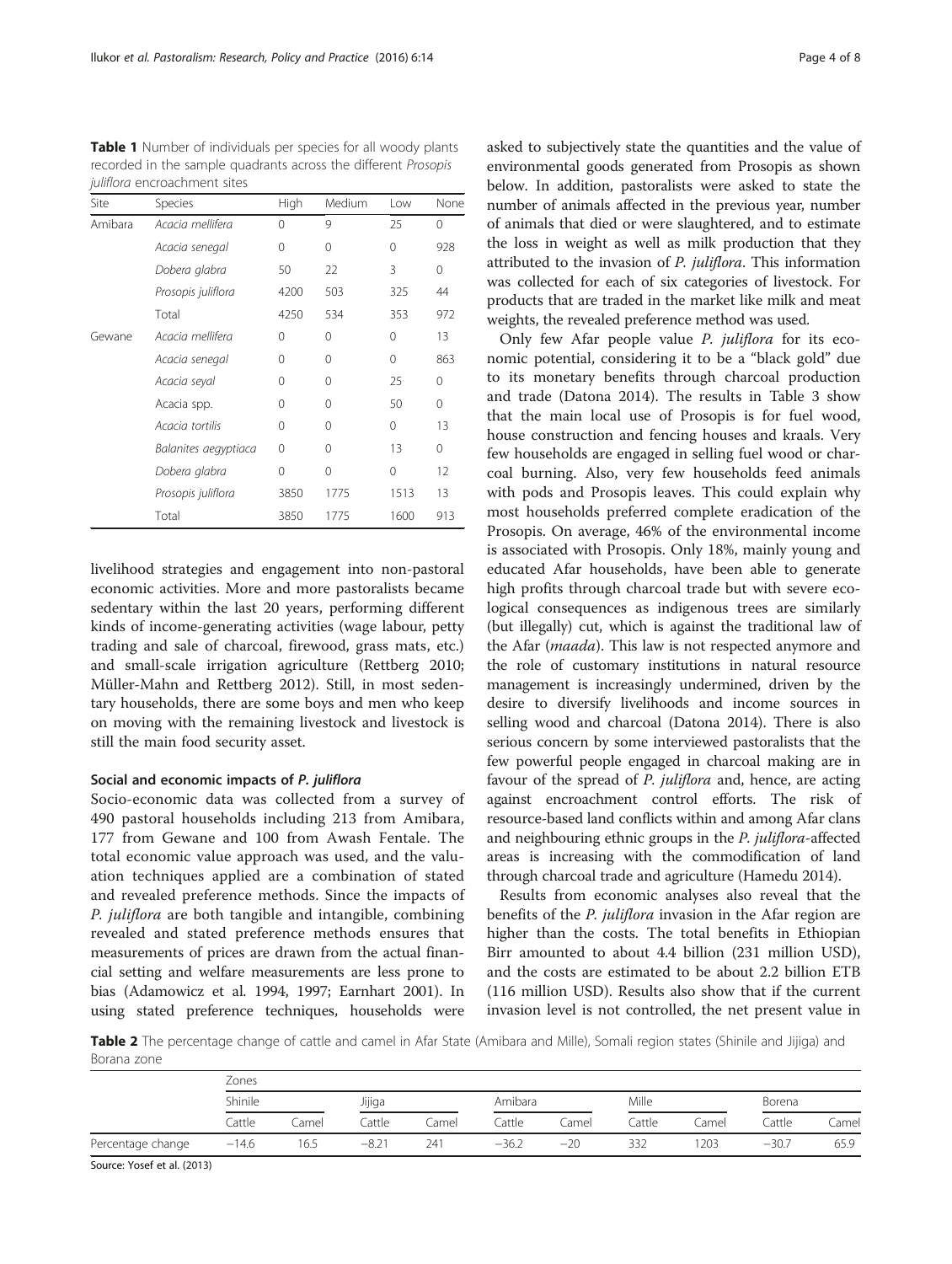**Table 1** Number of individuals per species for all woody plants recorded in the sample quadrants across the different *Prosopis juliflora* encroachment sites

| Site | Species | High | Medium | Low | None |
|---|---|---|---|---|---|
| Amibara | *Acacia mellifera* | 0 | 9 | 25 | 0 |
| | *Acacia senegal* | 0 | 0 | 0 | 928 |
| | *Dobera glabra* | 50 | 22 | 3 | 0 |
| | *Prosopis juliflora* | 4200 | 503 | 325 | 44 |
| | Total | 4250 | 534 | 353 | 972 |
| Gewane | *Acacia mellifera* | 0 | 0 | 0 | 13 |
| | *Acacia senegal* | 0 | 0 | 0 | 863 |
| | *Acacia seyal* | 0 | 0 | 25 | 0 |
| | Acacia spp. | 0 | 0 | 50 | 0 |
| | *Acacia tortilis* | 0 | 0 | 0 | 13 |
| | *Balanites aegyptiaca* | 0 | 0 | 13 | 0 |
| | *Dobera glabra* | 0 | 0 | 0 | 12 |
| | *Prosopis juliflora* | 3850 | 1775 | 1513 | 13 |
| | Total | 3850 | 1775 | 1600 | 913 |

livelihood strategies and engagement into non-pastoral economic activities. More and more pastoralists became sedentary within the last 20 years, performing different kinds of income-generating activities (wage labour, petty trading and sale of charcoal, firewood, grass mats, etc.) and small-scale irrigation agriculture (Rettberg 2010; Müller-Mahn and Rettberg 2012). Still, in most sedentary households, there are some boys and men who keep on moving with the remaining livestock and livestock is still the main food security asset.

### Social and economic impacts of *P. juliflora*

Socio-economic data was collected from a survey of 490 pastoral households including 213 from Amibara, 177 from Gewane and 100 from Awash Fentale. The total economic value approach was used, and the valuation techniques applied are a combination of stated and revealed preference methods. Since the impacts of *P. juliflora* are both tangible and intangible, combining revealed and stated preference methods ensures that measurements of prices are drawn from the actual financial setting and welfare measurements are less prone to bias (Adamowicz et al. 1994, 1997; Earnhart 2001). In using stated preference techniques, households were asked to subjectively state the quantities and the value of environmental goods generated from Prosopis as shown below. In addition, pastoralists were asked to state the number of animals affected in the previous year, number of animals that died or were slaughtered, and to estimate the loss in weight as well as milk production that they attributed to the invasion of *P. juliflora*. This information was collected for each of six categories of livestock. For products that are traded in the market like milk and meat weights, the revealed preference method was used.

Only few Afar people value *P. juliflora* for its economic potential, considering it to be a "black gold" due to its monetary benefits through charcoal production and trade (Datona 2014). The results in Table 3 show that the main local use of Prosopis is for fuel wood, house construction and fencing houses and kraals. Very few households are engaged in selling fuel wood or charcoal burning. Also, very few households feed animals with pods and Prosopis leaves. This could explain why most households preferred complete eradication of the Prosopis. On average, 46% of the environmental income is associated with Prosopis. Only 18%, mainly young and educated Afar households, have been able to generate high profits through charcoal trade but with severe ecological consequences as indigenous trees are similarly (but illegally) cut, which is against the traditional law of the Afar (*maada*). This law is not respected anymore and the role of customary institutions in natural resource management is increasingly undermined, driven by the desire to diversify livelihoods and income sources in selling wood and charcoal (Datona 2014). There is also serious concern by some interviewed pastoralists that the few powerful people engaged in charcoal making are in favour of the spread of *P. juliflora* and, hence, are acting against encroachment control efforts. The risk of resource-based land conflicts within and among Afar clans and neighbouring ethnic groups in the *P. juliflora*-affected areas is increasing with the commodification of land through charcoal trade and agriculture (Hamedu 2014).

Results from economic analyses also reveal that the benefits of the *P. juliflora* invasion in the Afar region are higher than the costs. The total benefits in Ethiopian Birr amounted to about 4.4 billion (231 million USD), and the costs are estimated to be about 2.2 billion ETB (116 million USD). Results also show that if the current invasion level is not controlled, the net present value in

**Table 2** The percentage change of cattle and camel in Afar State (Amibara and Mille), Somali region states (Shinile and Jijiga) and Borana zone

| | Zones | | | | | | | | | |
|---|---|---|---|---|---|---|---|---|---|---|
| | Shinile | | Jijiga | | Amibara | | Mille | | Borena | |
| | Cattle | Camel | Cattle | Camel | Cattle | Camel | Cattle | Camel | Cattle | Camel |
| Percentage change | −14.6 | 16.5 | −8.21 | 241 | −36.2 | −20 | 332 | 1203 | −30.7 | 65.9 |

Source: Yosef et al. (2013)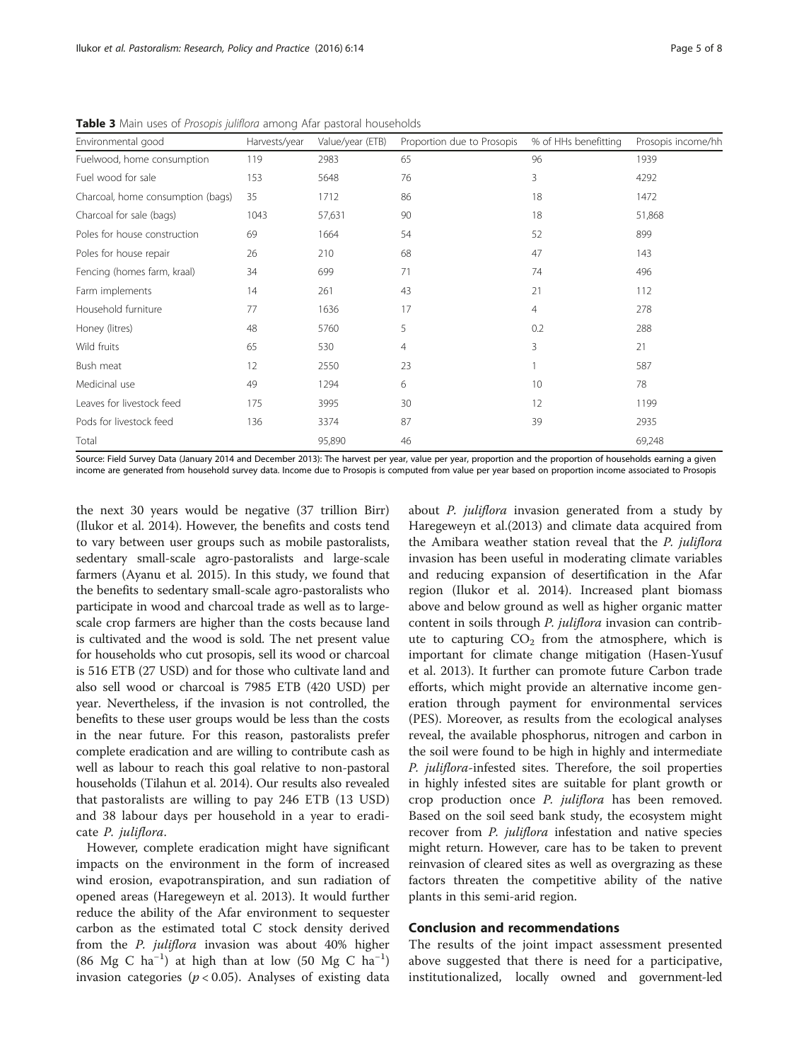**Table 3** Main uses of *Prosopis juliflora* among Afar pastoral households

| Environmental good | Harvests/year | Value/year (ETB) | Proportion due to Prosopis | % of HHs benefitting | Prosopis income/hh |
|---|---|---|---|---|---|
| Fuelwood, home consumption | 119 | 2983 | 65 | 96 | 1939 |
| Fuel wood for sale | 153 | 5648 | 76 | 3 | 4292 |
| Charcoal, home consumption (bags) | 35 | 1712 | 86 | 18 | 1472 |
| Charcoal for sale (bags) | 1043 | 57,631 | 90 | 18 | 51,868 |
| Poles for house construction | 69 | 1664 | 54 | 52 | 899 |
| Poles for house repair | 26 | 210 | 68 | 47 | 143 |
| Fencing (homes farm, kraal) | 34 | 699 | 71 | 74 | 496 |
| Farm implements | 14 | 261 | 43 | 21 | 112 |
| Household furniture | 77 | 1636 | 17 | 4 | 278 |
| Honey (litres) | 48 | 5760 | 5 | 0.2 | 288 |
| Wild fruits | 65 | 530 | 4 | 3 | 21 |
| Bush meat | 12 | 2550 | 23 | 1 | 587 |
| Medicinal use | 49 | 1294 | 6 | 10 | 78 |
| Leaves for livestock feed | 175 | 3995 | 30 | 12 | 1199 |
| Pods for livestock feed | 136 | 3374 | 87 | 39 | 2935 |
| Total | | 95,890 | 46 | | 69,248 |

Source: Field Survey Data (January 2014 and December 2013): The harvest per year, value per year, proportion and the proportion of households earning a given income are generated from household survey data. Income due to Prosopis is computed from value per year based on proportion income associated to Prosopis

the next 30 years would be negative (37 trillion Birr) (Ilukor et al. 2014). However, the benefits and costs tend to vary between user groups such as mobile pastoralists, sedentary small-scale agro-pastoralists and large-scale farmers (Ayanu et al. 2015). In this study, we found that the benefits to sedentary small-scale agro-pastoralists who participate in wood and charcoal trade as well as to large-scale crop farmers are higher than the costs because land is cultivated and the wood is sold. The net present value for households who cut prosopis, sell its wood or charcoal is 516 ETB (27 USD) and for those who cultivate land and also sell wood or charcoal is 7985 ETB (420 USD) per year. Nevertheless, if the invasion is not controlled, the benefits to these user groups would be less than the costs in the near future. For this reason, pastoralists prefer complete eradication and are willing to contribute cash as well as labour to reach this goal relative to non-pastoral households (Tilahun et al. 2014). Our results also revealed that pastoralists are willing to pay 246 ETB (13 USD) and 38 labour days per household in a year to eradicate *P. juliflora*.

However, complete eradication might have significant impacts on the environment in the form of increased wind erosion, evapotranspiration, and sun radiation of opened areas (Haregeweyn et al. 2013). It would further reduce the ability of the Afar environment to sequester carbon as the estimated total C stock density derived from the *P. juliflora* invasion was about 40% higher (86 Mg C $ha^{-1}$) at high than at low (50 Mg C $ha^{-1}$) invasion categories ($p < 0.05$). Analyses of existing data about *P. juliflora* invasion generated from a study by Haregeweyn et al.(2013) and climate data acquired from the Amibara weather station reveal that the *P. juliflora* invasion has been useful in moderating climate variables and reducing expansion of desertification in the Afar region (Ilukor et al. 2014). Increased plant biomass above and below ground as well as higher organic matter content in soils through *P. juliflora* invasion can contribute to capturing $CO_2$ from the atmosphere, which is important for climate change mitigation (Hasen-Yusuf et al. 2013). It further can promote future Carbon trade efforts, which might provide an alternative income generation through payment for environmental services (PES). Moreover, as results from the ecological analyses reveal, the available phosphorus, nitrogen and carbon in the soil were found to be high in highly and intermediate *P. juliflora*-infested sites. Therefore, the soil properties in highly infested sites are suitable for plant growth or crop production once *P. juliflora* has been removed. Based on the soil seed bank study, the ecosystem might recover from *P. juliflora* infestation and native species might return. However, care has to be taken to prevent reinvasion of cleared sites as well as overgrazing as these factors threaten the competitive ability of the native plants in this semi-arid region.

## Conclusion and recommendations

The results of the joint impact assessment presented above suggested that there is need for a participative, institutionalized, locally owned and government-led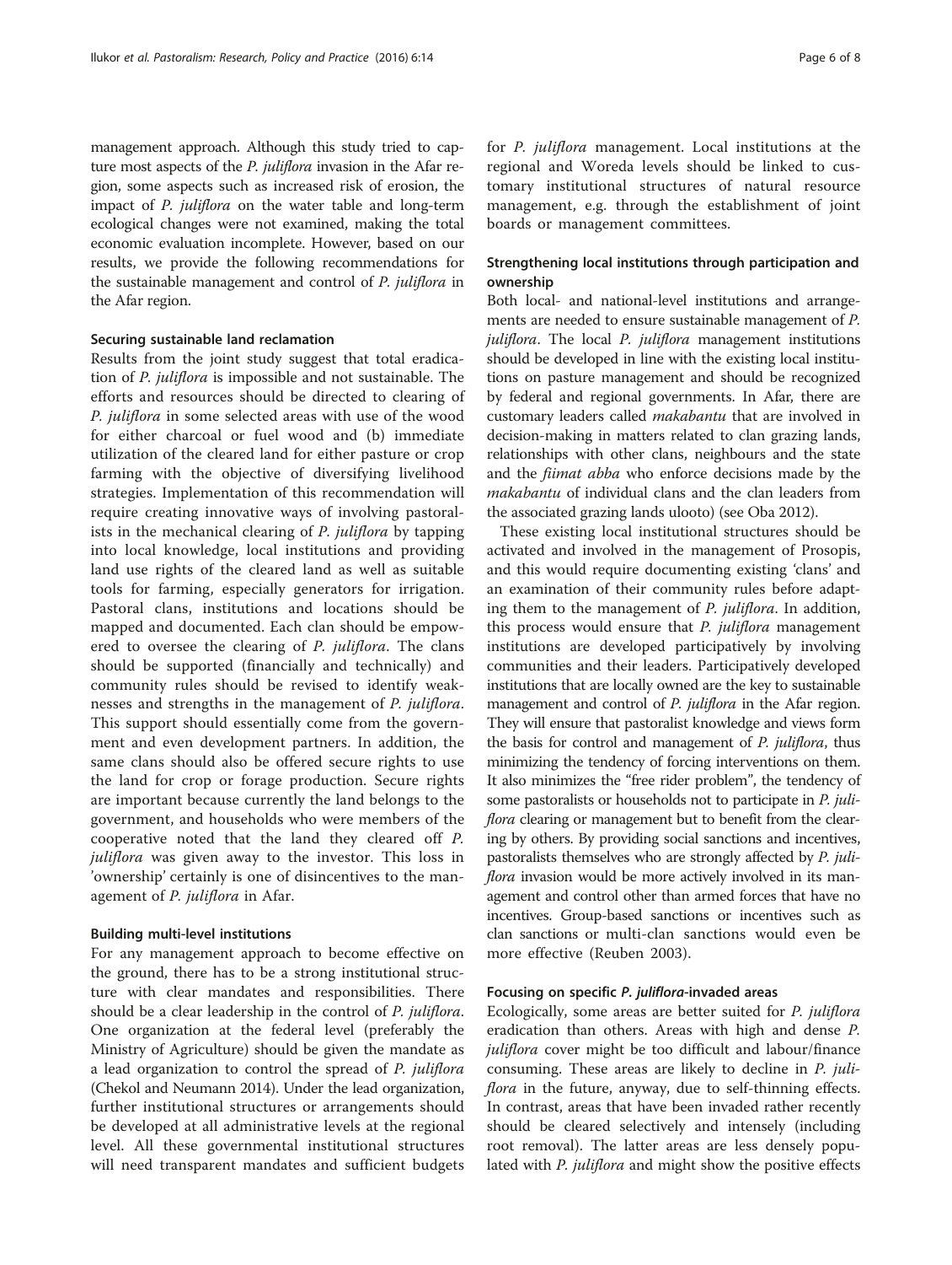management approach. Although this study tried to capture most aspects of the *P. juliflora* invasion in the Afar region, some aspects such as increased risk of erosion, the impact of *P. juliflora* on the water table and long-term ecological changes were not examined, making the total economic evaluation incomplete. However, based on our results, we provide the following recommendations for the sustainable management and control of *P. juliflora* in the Afar region.

#### Securing sustainable land reclamation

Results from the joint study suggest that total eradication of *P. juliflora* is impossible and not sustainable. The efforts and resources should be directed to clearing of *P. juliflora* in some selected areas with use of the wood for either charcoal or fuel wood and (b) immediate utilization of the cleared land for either pasture or crop farming with the objective of diversifying livelihood strategies. Implementation of this recommendation will require creating innovative ways of involving pastoralists in the mechanical clearing of *P. juliflora* by tapping into local knowledge, local institutions and providing land use rights of the cleared land as well as suitable tools for farming, especially generators for irrigation. Pastoral clans, institutions and locations should be mapped and documented. Each clan should be empowered to oversee the clearing of *P. juliflora*. The clans should be supported (financially and technically) and community rules should be revised to identify weaknesses and strengths in the management of *P. juliflora*. This support should essentially come from the government and even development partners. In addition, the same clans should also be offered secure rights to use the land for crop or forage production. Secure rights are important because currently the land belongs to the government, and households who were members of the cooperative noted that the land they cleared off *P. juliflora* was given away to the investor. This loss in 'ownership' certainly is one of disincentives to the management of *P. juliflora* in Afar.

#### Building multi-level institutions

For any management approach to become effective on the ground, there has to be a strong institutional structure with clear mandates and responsibilities. There should be a clear leadership in the control of *P. juliflora*. One organization at the federal level (preferably the Ministry of Agriculture) should be given the mandate as a lead organization to control the spread of *P. juliflora* (Chekol and Neumann 2014). Under the lead organization, further institutional structures or arrangements should be developed at all administrative levels at the regional level. All these governmental institutional structures will need transparent mandates and sufficient budgets for *P. juliflora* management. Local institutions at the regional and Woreda levels should be linked to customary institutional structures of natural resource management, e.g. through the establishment of joint boards or management committees.

#### Strengthening local institutions through participation and ownership

Both local- and national-level institutions and arrangements are needed to ensure sustainable management of *P. juliflora*. The local *P. juliflora* management institutions should be developed in line with the existing local institutions on pasture management and should be recognized by federal and regional governments. In Afar, there are customary leaders called *makabantu* that are involved in decision-making in matters related to clan grazing lands, relationships with other clans, neighbours and the state and the *fiimat abba* who enforce decisions made by the *makabantu* of individual clans and the clan leaders from the associated grazing lands ulooto) (see Oba 2012).

These existing local institutional structures should be activated and involved in the management of Prosopis, and this would require documenting existing 'clans' and an examination of their community rules before adapting them to the management of *P. juliflora*. In addition, this process would ensure that *P. juliflora* management institutions are developed participatively by involving communities and their leaders. Participatively developed institutions that are locally owned are the key to sustainable management and control of *P. juliflora* in the Afar region. They will ensure that pastoralist knowledge and views form the basis for control and management of *P. juliflora*, thus minimizing the tendency of forcing interventions on them. It also minimizes the "free rider problem", the tendency of some pastoralists or households not to participate in *P. juliflora* clearing or management but to benefit from the clearing by others. By providing social sanctions and incentives, pastoralists themselves who are strongly affected by *P. juliflora* invasion would be more actively involved in its management and control other than armed forces that have no incentives. Group-based sanctions or incentives such as clan sanctions or multi-clan sanctions would even be more effective (Reuben 2003).

#### Focusing on specific *P. juliflora*-invaded areas

Ecologically, some areas are better suited for *P. juliflora* eradication than others. Areas with high and dense *P. juliflora* cover might be too difficult and labour/finance consuming. These areas are likely to decline in *P. juliflora* in the future, anyway, due to self-thinning effects. In contrast, areas that have been invaded rather recently should be cleared selectively and intensely (including root removal). The latter areas are less densely populated with *P. juliflora* and might show the positive effects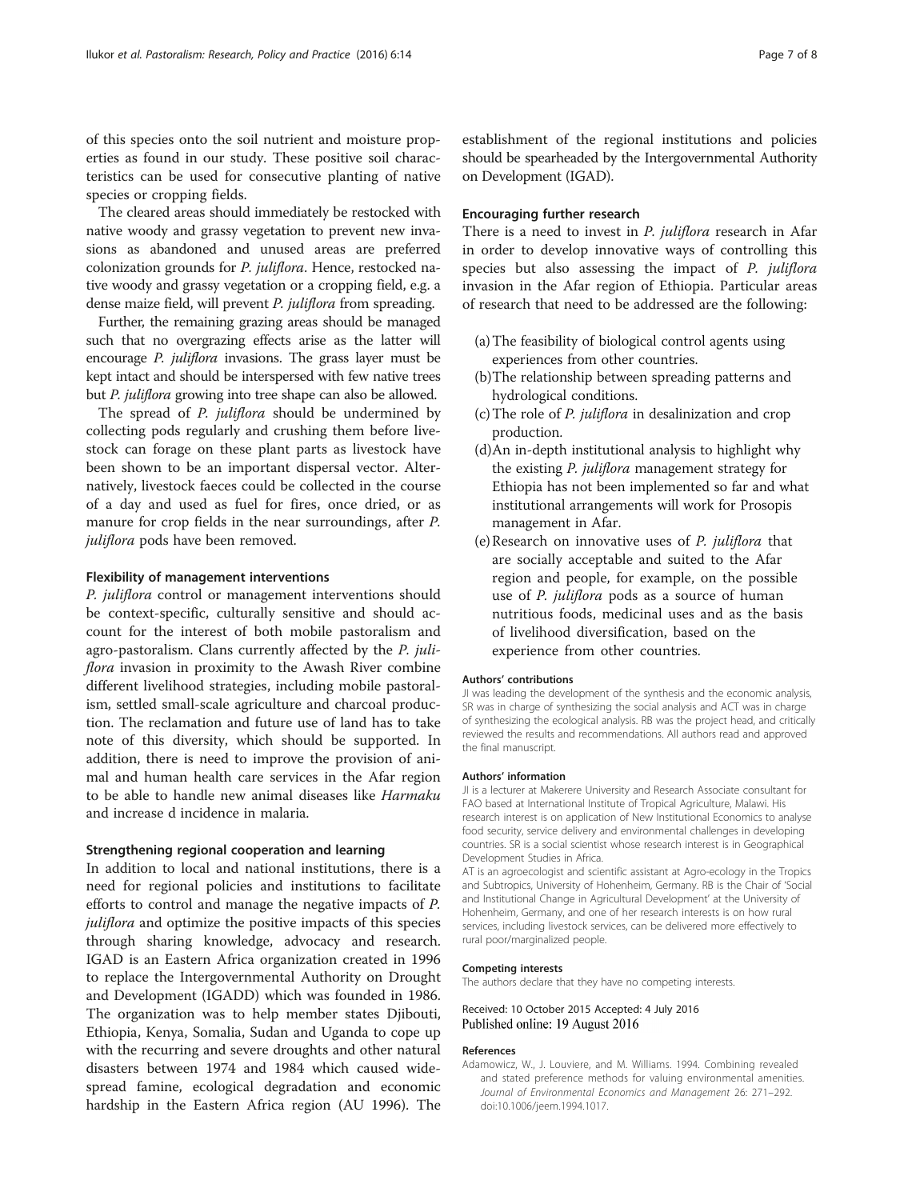of this species onto the soil nutrient and moisture properties as found in our study. These positive soil characteristics can be used for consecutive planting of native species or cropping fields.

The cleared areas should immediately be restocked with native woody and grassy vegetation to prevent new invasions as abandoned and unused areas are preferred colonization grounds for *P. juliflora*. Hence, restocked native woody and grassy vegetation or a cropping field, e.g. a dense maize field, will prevent *P. juliflora* from spreading.

Further, the remaining grazing areas should be managed such that no overgrazing effects arise as the latter will encourage *P. juliflora* invasions. The grass layer must be kept intact and should be interspersed with few native trees but *P. juliflora* growing into tree shape can also be allowed.

The spread of *P. juliflora* should be undermined by collecting pods regularly and crushing them before livestock can forage on these plant parts as livestock have been shown to be an important dispersal vector. Alternatively, livestock faeces could be collected in the course of a day and used as fuel for fires, once dried, or as manure for crop fields in the near surroundings, after *P. juliflora* pods have been removed.

#### Flexibility of management interventions

*P. juliflora* control or management interventions should be context-specific, culturally sensitive and should account for the interest of both mobile pastoralism and agro-pastoralism. Clans currently affected by the *P. juliflora* invasion in proximity to the Awash River combine different livelihood strategies, including mobile pastoralism, settled small-scale agriculture and charcoal production. The reclamation and future use of land has to take note of this diversity, which should be supported. In addition, there is need to improve the provision of animal and human health care services in the Afar region to be able to handle new animal diseases like *Harmaku* and increase d incidence in malaria.

#### Strengthening regional cooperation and learning

In addition to local and national institutions, there is a need for regional policies and institutions to facilitate efforts to control and manage the negative impacts of *P. juliflora* and optimize the positive impacts of this species through sharing knowledge, advocacy and research. IGAD is an Eastern Africa organization created in 1996 to replace the Intergovernmental Authority on Drought and Development (IGADD) which was founded in 1986. The organization was to help member states Djibouti, Ethiopia, Kenya, Somalia, Sudan and Uganda to cope up with the recurring and severe droughts and other natural disasters between 1974 and 1984 which caused widespread famine, ecological degradation and economic hardship in the Eastern Africa region (AU 1996). The establishment of the regional institutions and policies should be spearheaded by the Intergovernmental Authority on Development (IGAD).

#### Encouraging further research

There is a need to invest in *P. juliflora* research in Afar in order to develop innovative ways of controlling this species but also assessing the impact of *P. juliflora* invasion in the Afar region of Ethiopia. Particular areas of research that need to be addressed are the following:

(a) The feasibility of biological control agents using experiences from other countries.
(b) The relationship between spreading patterns and hydrological conditions.
(c) The role of *P. juliflora* in desalinization and crop production.
(d) An in-depth institutional analysis to highlight why the existing *P. juliflora* management strategy for Ethiopia has not been implemented so far and what institutional arrangements will work for Prosopis management in Afar.
(e) Research on innovative uses of *P. juliflora* that are socially acceptable and suited to the Afar region and people, for example, on the possible use of *P. juliflora* pods as a source of human nutritious foods, medicinal uses and as the basis of livelihood diversification, based on the experience from other countries.

#### Authors' contributions

JI was leading the development of the synthesis and the economic analysis, SR was in charge of synthesizing the social analysis and ACT was in charge of synthesizing the ecological analysis. RB was the project head, and critically reviewed the results and recommendations. All authors read and approved the final manuscript.

#### Authors' information

JI is a lecturer at Makerere University and Research Associate consultant for FAO based at International Institute of Tropical Agriculture, Malawi. His research interest is on application of New Institutional Economics to analyse food security, service delivery and environmental challenges in developing countries. SR is a social scientist whose research interest is in Geographical Development Studies in Africa.

AT is an agroecologist and scientific assistant at Agro-ecology in the Tropics and Subtropics, University of Hohenheim, Germany. RB is the Chair of 'Social and Institutional Change in Agricultural Development' at the University of Hohenheim, Germany, and one of her research interests is on how rural services, including livestock services, can be delivered more effectively to rural poor/marginalized people.

#### Competing interests

The authors declare that they have no competing interests.

Received: 10 October 2015 Accepted: 4 July 2016
Published online: 19 August 2016

#### References

Adamowicz, W., J. Louviere, and M. Williams. 1994. Combining revealed and stated preference methods for valuing environmental amenities. *Journal of Environmental Economics and Management* 26: 271–292. doi:10.1006/jeem.1994.1017.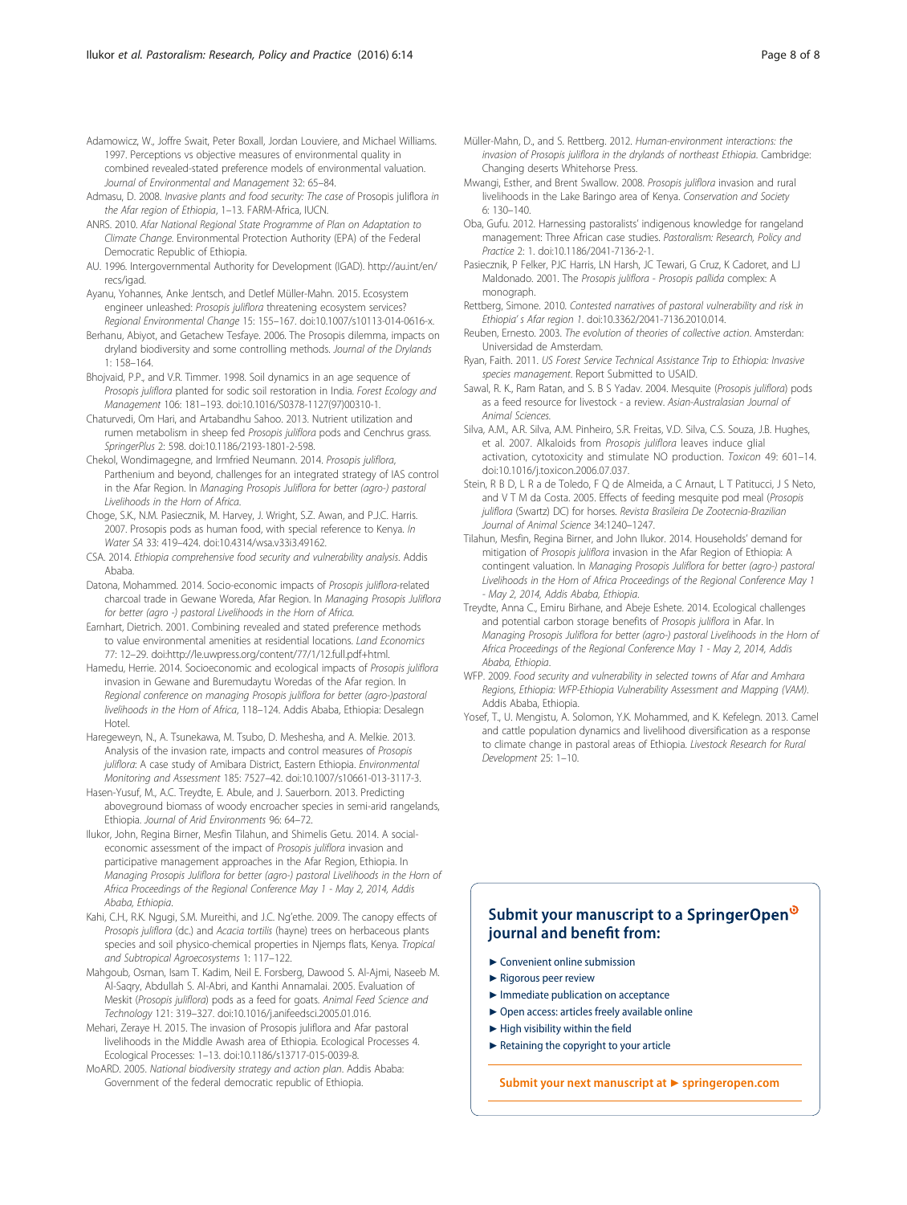Adamowicz, W., Joffre Swait, Peter Boxall, Jordan Louviere, and Michael Williams. 1997. Perceptions vs objective measures of environmental quality in combined revealed-stated preference models of environmental valuation. *Journal of Environmental and Management* 32: 65–84.

Admasu, D. 2008. *Invasive plants and food security: The case of* Prosopis juliflora *in the Afar region of Ethiopia*, 1–13. FARM-Africa, IUCN.

ANRS. 2010. *Afar National Regional State Programme of Plan on Adaptation to Climate Change*. Environmental Protection Authority (EPA) of the Federal Democratic Republic of Ethiopia.

AU. 1996. Intergovernmental Authority for Development (IGAD). http://au.int/en/recs/igad.

Ayanu, Yohannes, Anke Jentsch, and Detlef Müller-Mahn. 2015. Ecosystem engineer unleashed: *Prosopis juliflora* threatening ecosystem services? *Regional Environmental Change* 15: 155–167. doi:10.1007/s10113-014-0616-x.

Berhanu, Abiyot, and Getachew Tesfaye. 2006. The Prosopis dilemma, impacts on dryland biodiversity and some controlling methods. *Journal of the Drylands* 1: 158–164.

Bhojvaid, P.P., and V.R. Timmer. 1998. Soil dynamics in an age sequence of *Prosopis juliflora* planted for sodic soil restoration in India. *Forest Ecology and Management* 106: 181–193. doi:10.1016/S0378-1127(97)00310-1.

Chaturvedi, Om Hari, and Artabandhu Sahoo. 2013. Nutrient utilization and rumen metabolism in sheep fed *Prosopis juliflora* pods and Cenchrus grass. *SpringerPlus* 2: 598. doi:10.1186/2193-1801-2-598.

Chekol, Wondimagegne, and Irmfried Neumann. 2014. *Prosopis juliflora*, Parthenium and beyond, challenges for an integrated strategy of IAS control in the Afar Region. In *Managing Prosopis Juliflora for better (agro-) pastoral Livelihoods in the Horn of Africa.*

Choge, S.K., N.M. Pasiecznik, M. Harvey, J. Wright, S.Z. Awan, and P.J.C. Harris. 2007. Prosopis pods as human food, with special reference to Kenya. *In Water SA* 33: 419–424. doi:10.4314/wsa.v33i3.49162.

CSA. 2014. *Ethiopia comprehensive food security and vulnerability analysis*. Addis Ababa.

Datona, Mohammed. 2014. Socio-economic impacts of *Prosopis juliflora*-related charcoal trade in Gewane Woreda, Afar Region. In *Managing Prosopis Juliflora for better (agro -) pastoral Livelihoods in the Horn of Africa.*

Earnhart, Dietrich. 2001. Combining revealed and stated preference methods to value environmental amenities at residential locations. *Land Economics* 77: 12–29. doi:http://le.uwpress.org/content/77/1/12.full.pdf+html.

Hamedu, Herrie. 2014. Socioeconomic and ecological impacts of *Prosopis juliflora* invasion in Gewane and Buremudaytu Woredas of the Afar region. In *Regional conference on managing Prosopis juliflora for better (agro-)pastoral livelihoods in the Horn of Africa*, 118–124. Addis Ababa, Ethiopia: Desalegn Hotel.

Haregeweyn, N., A. Tsunekawa, M. Tsubo, D. Meshesha, and A. Melkie. 2013. Analysis of the invasion rate, impacts and control measures of *Prosopis juliflora*: A case study of Amibara District, Eastern Ethiopia. *Environmental Monitoring and Assessment* 185: 7527–42. doi:10.1007/s10661-013-3117-3.

Hasen-Yusuf, M., A.C. Treydte, E. Abule, and J. Sauerborn. 2013. Predicting aboveground biomass of woody encroacher species in semi-arid rangelands, Ethiopia. *Journal of Arid Environments* 96: 64–72.

Ilukor, John, Regina Birner, Mesfin Tilahun, and Shimelis Getu. 2014. A social-economic assessment of the impact of *Prosopis juliflora* invasion and participative management approaches in the Afar Region, Ethiopia. In *Managing Prosopis Juliflora for better (agro-) pastoral Livelihoods in the Horn of Africa Proceedings of the Regional Conference May 1 - May 2, 2014, Addis Ababa, Ethiopia.*

Kahi, C.H., R.K. Ngugi, S.M. Mureithi, and J.C. Ng'ethe. 2009. The canopy effects of *Prosopis juliflora* (dc.) and *Acacia tortilis* (hayne) trees on herbaceous plants species and soil physico-chemical properties in Njemps flats, Kenya. *Tropical and Subtropical Agroecosystems* 1: 117–122.

Mahgoub, Osman, Isam T. Kadim, Neil E. Forsberg, Dawood S. Al-Ajmi, Naseeb M. Al-Saqry, Abdullah S. Al-Abri, and Kanthi Annamalai. 2005. Evaluation of Meskit (*Prosopis juliflora*) pods as a feed for goats. *Animal Feed Science and Technology* 121: 319–327. doi:10.1016/j.anifeedsci.2005.01.016.

Mehari, Zeraye H. 2015. The invasion of Prosopis juliflora and Afar pastoral livelihoods in the Middle Awash area of Ethiopia. Ecological Processes 4. Ecological Processes: 1–13. doi:10.1186/s13717-015-0039-8.

MoARD. 2005. *National biodiversity strategy and action plan*. Addis Ababa: Government of the federal democratic republic of Ethiopia.

Müller-Mahn, D., and S. Rettberg. 2012. *Human-environment interactions: the invasion of Prosopis juliflora in the drylands of northeast Ethiopia.* Cambridge: Changing deserts Whitehorse Press.

Mwangi, Esther, and Brent Swallow. 2008. *Prosopis juliflora* invasion and rural livelihoods in the Lake Baringo area of Kenya. *Conservation and Society* 6: 130–140.

Oba, Gufu. 2012. Harnessing pastoralists' indigenous knowledge for rangeland management: Three African case studies. *Pastoralism: Research, Policy and Practice* 2: 1. doi:10.1186/2041-7136-2-1.

Pasiecznik, P Felker, PJC Harris, LN Harsh, JC Tewari, G Cruz, K Cadoret, and LJ Maldonado. 2001. The *Prosopis juliflora - Prosopis pallida* complex: A monograph.

Rettberg, Simone. 2010. *Contested narratives of pastoral vulnerability and risk in Ethiopia' s Afar region 1*. doi:10.3362/2041-7136.2010.014.

Reuben, Ernesto. 2003. *The evolution of theories of collective action*. Amsterdan: Universidad de Amsterdam.

Ryan, Faith. 2011. *US Forest Service Technical Assistance Trip to Ethiopia: Invasive species management*. Report Submitted to USAID.

Sawal, R. K., Ram Ratan, and S. B S Yadav. 2004. Mesquite (*Prosopis juliflora*) pods as a feed resource for livestock - a review. *Asian-Australasian Journal of Animal Sciences.*

Silva, A.M., A.R. Silva, A.M. Pinheiro, S.R. Freitas, V.D. Silva, C.S. Souza, J.B. Hughes, et al. 2007. Alkaloids from *Prosopis juliflora* leaves induce glial activation, cytotoxicity and stimulate NO production. *Toxicon* 49: 601–14. doi:10.1016/j.toxicon.2006.07.037.

Stein, R B D, L R a de Toledo, F Q de Almeida, a C Arnaut, L T Patitucci, J S Neto, and V T M da Costa. 2005. Effects of feeding mesquite pod meal (*Prosopis juliflora* (Swartz) DC) for horses. *Revista Brasileira De Zootecnia-Brazilian Journal of Animal Science* 34:1240–1247.

Tilahun, Mesfin, Regina Birner, and John Ilukor. 2014. Households' demand for mitigation of *Prosopis juliflora* invasion in the Afar Region of Ethiopia: A contingent valuation. In *Managing Prosopis Juliflora for better (agro-) pastoral Livelihoods in the Horn of Africa Proceedings of the Regional Conference May 1 - May 2, 2014, Addis Ababa, Ethiopia.*

Treydte, Anna C., Emiru Birhane, and Abeje Eshete. 2014. Ecological challenges and potential carbon storage benefits of *Prosopis juliflora* in Afar. In *Managing Prosopis Juliflora for better (agro-) pastoral Livelihoods in the Horn of Africa Proceedings of the Regional Conference May 1 - May 2, 2014, Addis Ababa, Ethiopia.*

WFP. 2009. *Food security and vulnerability in selected towns of Afar and Amhara Regions, Ethiopia: WFP-Ethiopia Vulnerability Assessment and Mapping (VAM)*. Addis Ababa, Ethiopia.

Yosef, T., U. Mengistu, A. Solomon, Y.K. Mohammed, and K. Kefelegn. 2013. Camel and cattle population dynamics and livelihood diversification as a response to climate change in pastoral areas of Ethiopia. *Livestock Research for Rural Development* 25: 1–10.

**Submit your manuscript to a SpringerOpen journal and benefit from:**

- ► Convenient online submission
- ► Rigorous peer review
- ► Immediate publication on acceptance
- ► Open access: articles freely available online
- ► High visibility within the field
- ► Retaining the copyright to your article

**Submit your next manuscript at ► springeropen.com**